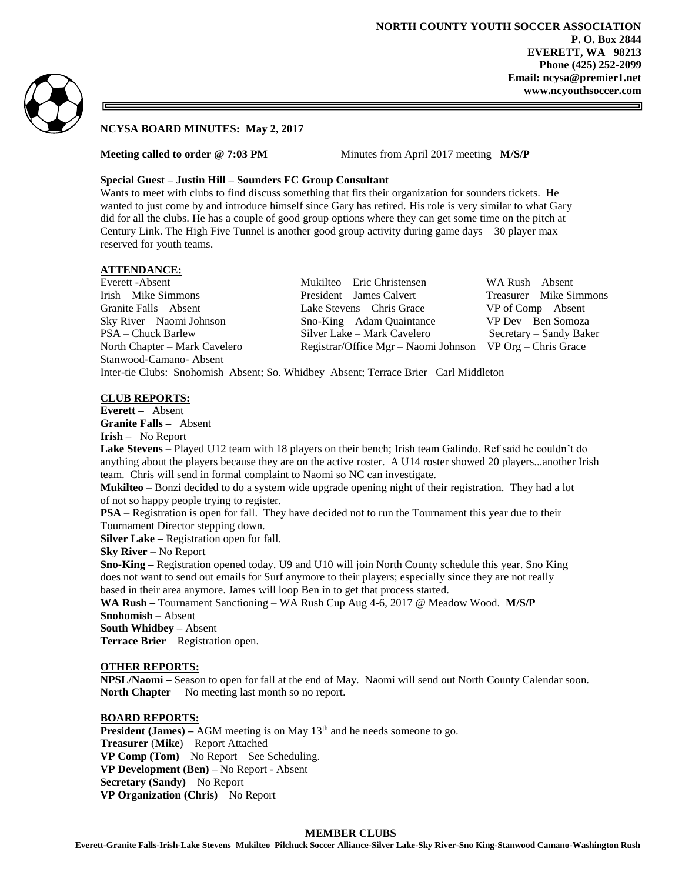**NORTH COUNTY YOUTH SOCCER ASSOCIATION**
**P. O. Box 2844**
**EVERETT, WA 98213**
**Phone (425) 252-2099**
**Email: ncysa@premier1.net**
**www.ncyouthsoccer.com**

## NCYSA BOARD MINUTES: May 2, 2017

**Meeting called to order @ 7:03 PM** Minutes from April 2017 meeting –**M/S/P**

**Special Guest – Justin Hill – Sounders FC Group Consultant**

Wants to meet with clubs to find discuss something that fits their organization for sounders tickets. He wanted to just come by and introduce himself since Gary has retired. His role is very similar to what Gary did for all the clubs. He has a couple of good group options where they can get some time on the pitch at Century Link. The High Five Tunnel is another good group activity during game days – 30 player max reserved for youth teams.

### ATTENDANCE:

| | | |
|---|---|---|
| Everett -Absent | Mukilteo – Eric Christensen | WA Rush – Absent |
| Irish – Mike Simmons | President – James Calvert | Treasurer – Mike Simmons |
| Granite Falls – Absent | Lake Stevens – Chris Grace | VP of Comp – Absent |
| Sky River – Naomi Johnson | Sno-King – Adam Quaintance | VP Dev – Ben Somoza |
| PSA – Chuck Barlew | Silver Lake – Mark Cavelero | Secretary – Sandy Baker |
| North Chapter – Mark Cavelero | Registrar/Office Mgr – Naomi Johnson | VP Org – Chris Grace |
| Stanwood-Camano- Absent | | |

Inter-tie Clubs: Snohomish–Absent; So. Whidbey–Absent; Terrace Brier– Carl Middleton

### CLUB REPORTS:

**Everett –** Absent
**Granite Falls –** Absent
**Irish –** No Report
**Lake Stevens** – Played U12 team with 18 players on their bench; Irish team Galindo. Ref said he couldn't do anything about the players because they are on the active roster. A U14 roster showed 20 players...another Irish team. Chris will send in formal complaint to Naomi so NC can investigate.
**Mukilteo** – Bonzi decided to do a system wide upgrade opening night of their registration. They had a lot of not so happy people trying to register.
**PSA** – Registration is open for fall. They have decided not to run the Tournament this year due to their Tournament Director stepping down.
**Silver Lake –** Registration open for fall.
**Sky River** – No Report
**Sno-King –** Registration opened today. U9 and U10 will join North County schedule this year. Sno King does not want to send out emails for Surf anymore to their players; especially since they are not really based in their area anymore. James will loop Ben in to get that process started.
**WA Rush –** Tournament Sanctioning – WA Rush Cup Aug 4-6, 2017 @ Meadow Wood. **M/S/P**
**Snohomish** – Absent
**South Whidbey –** Absent
**Terrace Brier** – Registration open.

### OTHER REPORTS:

**NPSL/Naomi –** Season to open for fall at the end of May. Naomi will send out North County Calendar soon.
**North Chapter** – No meeting last month so no report.

### BOARD REPORTS:

**President (James) –** AGM meeting is on May 13th and he needs someone to go.
**Treasurer** (**Mike**) – Report Attached
**VP Comp (Tom)** – No Report – See Scheduling.
**VP Development (Ben) –** No Report - Absent
**Secretary (Sandy)** – No Report
**VP Organization (Chris)** – No Report

**MEMBER CLUBS**
**Everett-Granite Falls-Irish-Lake Stevens–Mukilteo–Pilchuck Soccer Alliance-Silver Lake-Sky River-Sno King-Stanwood Camano-Washington Rush**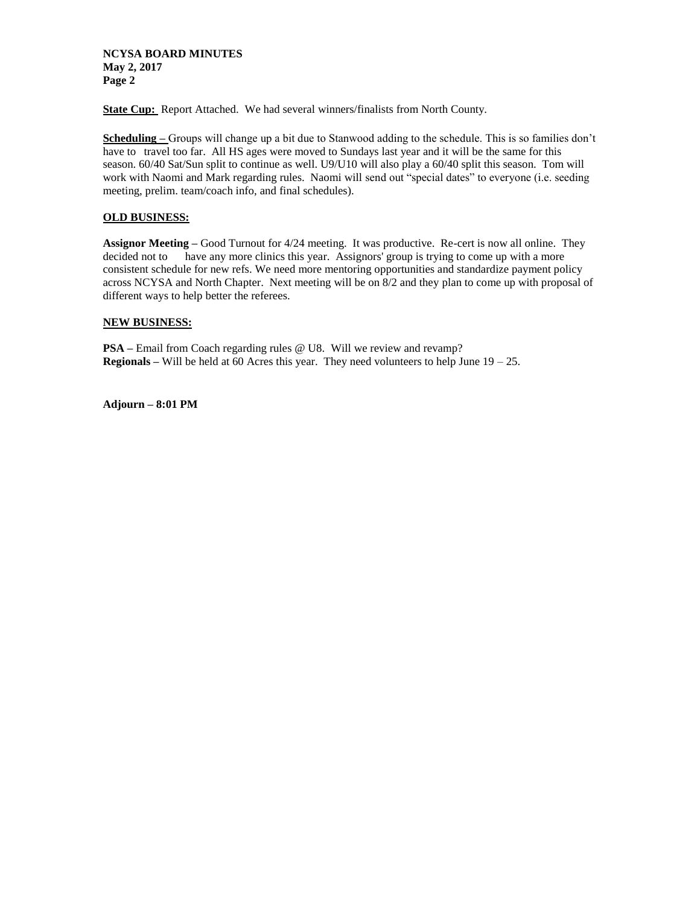**State Cup:** Report Attached. We had several winners/finalists from North County.

**Scheduling –** Groups will change up a bit due to Stanwood adding to the schedule. This is so families don't have to travel too far. All HS ages were moved to Sundays last year and it will be the same for this season. 60/40 Sat/Sun split to continue as well. U9/U10 will also play a 60/40 split this season. Tom will work with Naomi and Mark regarding rules. Naomi will send out "special dates" to everyone (i.e. seeding meeting, prelim. team/coach info, and final schedules).

**OLD BUSINESS:**

**Assignor Meeting –** Good Turnout for 4/24 meeting. It was productive. Re-cert is now all online. They decided not to have any more clinics this year. Assignors' group is trying to come up with a more consistent schedule for new refs. We need more mentoring opportunities and standardize payment policy across NCYSA and North Chapter. Next meeting will be on 8/2 and they plan to come up with proposal of different ways to help better the referees.

**NEW BUSINESS:**

**PSA –** Email from Coach regarding rules @ U8. Will we review and revamp?
**Regionals –** Will be held at 60 Acres this year. They need volunteers to help June 19 – 25.

**Adjourn – 8:01 PM**